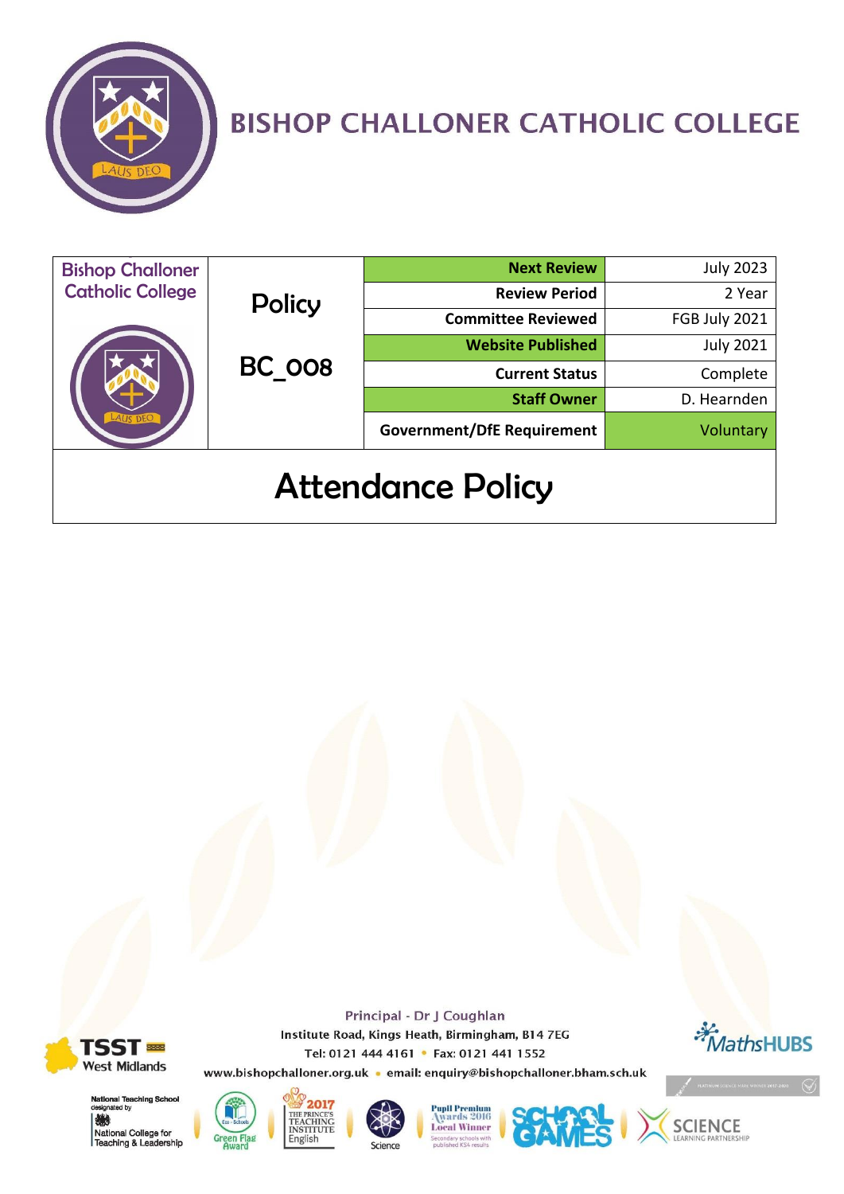# BISHOP CHALLONER CATHOLIC COLLEGE

| Bishop Challoner Catholic College | Policy BC_008 | Next Review | July 2023 |
|---|---|---|---|
| | | Review Period | 2 Year |
| | | Committee Reviewed | FGB July 2021 |
| | | Website Published | July 2021 |
| | | Current Status | Complete |
| | | Staff Owner | D. Hearnden |
| | | Government/DfE Requirement | Voluntary |

# Attendance Policy

Principal - Dr J Coughlan

Institute Road, Kings Heath, Birmingham, B14 7EG

Tel: 0121 444 4161 • Fax: 0121 441 1552

www.bishopchalloner.org.uk • email: enquiry@bishopchalloner.bham.sch.uk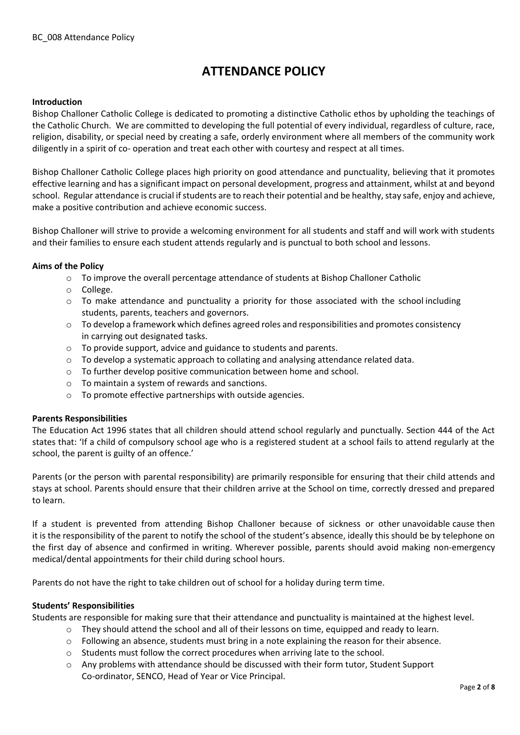# ATTENDANCE POLICY

**Introduction**

Bishop Challoner Catholic College is dedicated to promoting a distinctive Catholic ethos by upholding the teachings of the Catholic Church. We are committed to developing the full potential of every individual, regardless of culture, race, religion, disability, or special need by creating a safe, orderly environment where all members of the community work diligently in a spirit of co- operation and treat each other with courtesy and respect at all times.

Bishop Challoner Catholic College places high priority on good attendance and punctuality, believing that it promotes effective learning and has a significant impact on personal development, progress and attainment, whilst at and beyond school. Regular attendance is crucial if students are to reach their potential and be healthy, stay safe, enjoy and achieve, make a positive contribution and achieve economic success.

Bishop Challoner will strive to provide a welcoming environment for all students and staff and will work with students and their families to ensure each student attends regularly and is punctual to both school and lessons.

**Aims of the Policy**

- To improve the overall percentage attendance of students at Bishop Challoner Catholic
- College.
- To make attendance and punctuality a priority for those associated with the school including students, parents, teachers and governors.
- To develop a framework which defines agreed roles and responsibilities and promotes consistency in carrying out designated tasks.
- To provide support, advice and guidance to students and parents.
- To develop a systematic approach to collating and analysing attendance related data.
- To further develop positive communication between home and school.
- To maintain a system of rewards and sanctions.
- To promote effective partnerships with outside agencies.

**Parents Responsibilities**

The Education Act 1996 states that all children should attend school regularly and punctually. Section 444 of the Act states that: 'If a child of compulsory school age who is a registered student at a school fails to attend regularly at the school, the parent is guilty of an offence.'

Parents (or the person with parental responsibility) are primarily responsible for ensuring that their child attends and stays at school. Parents should ensure that their children arrive at the School on time, correctly dressed and prepared to learn.

If a student is prevented from attending Bishop Challoner because of sickness or other unavoidable cause then it is the responsibility of the parent to notify the school of the student's absence, ideally this should be by telephone on the first day of absence and confirmed in writing. Wherever possible, parents should avoid making non-emergency medical/dental appointments for their child during school hours.

Parents do not have the right to take children out of school for a holiday during term time.

**Students' Responsibilities**

Students are responsible for making sure that their attendance and punctuality is maintained at the highest level.

- They should attend the school and all of their lessons on time, equipped and ready to learn.
- Following an absence, students must bring in a note explaining the reason for their absence.
- Students must follow the correct procedures when arriving late to the school.
- Any problems with attendance should be discussed with their form tutor, Student Support Co-ordinator, SENCO, Head of Year or Vice Principal.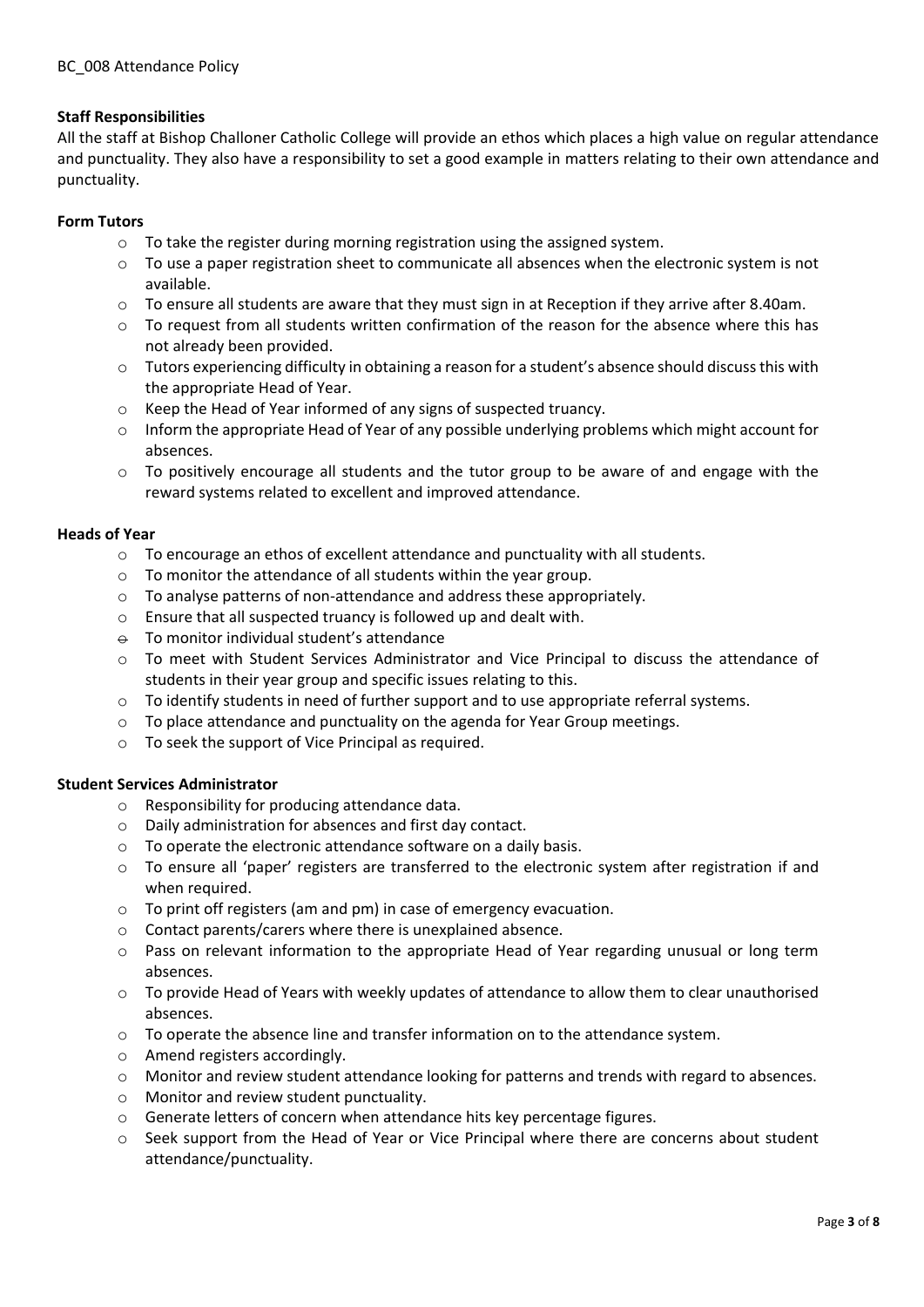### Staff Responsibilities

All the staff at Bishop Challoner Catholic College will provide an ethos which places a high value on regular attendance and punctuality. They also have a responsibility to set a good example in matters relating to their own attendance and punctuality.

### Form Tutors

- To take the register during morning registration using the assigned system.
- To use a paper registration sheet to communicate all absences when the electronic system is not available.
- To ensure all students are aware that they must sign in at Reception if they arrive after 8.40am.
- To request from all students written confirmation of the reason for the absence where this has not already been provided.
- Tutors experiencing difficulty in obtaining a reason for a student's absence should discuss this with the appropriate Head of Year.
- Keep the Head of Year informed of any signs of suspected truancy.
- Inform the appropriate Head of Year of any possible underlying problems which might account for absences.
- To positively encourage all students and the tutor group to be aware of and engage with the reward systems related to excellent and improved attendance.

### Heads of Year

- To encourage an ethos of excellent attendance and punctuality with all students.
- To monitor the attendance of all students within the year group.
- To analyse patterns of non-attendance and address these appropriately.
- Ensure that all suspected truancy is followed up and dealt with.
- To monitor individual student's attendance
- To meet with Student Services Administrator and Vice Principal to discuss the attendance of students in their year group and specific issues relating to this.
- To identify students in need of further support and to use appropriate referral systems.
- To place attendance and punctuality on the agenda for Year Group meetings.
- To seek the support of Vice Principal as required.

### Student Services Administrator

- Responsibility for producing attendance data.
- Daily administration for absences and first day contact.
- To operate the electronic attendance software on a daily basis.
- To ensure all 'paper' registers are transferred to the electronic system after registration if and when required.
- To print off registers (am and pm) in case of emergency evacuation.
- Contact parents/carers where there is unexplained absence.
- Pass on relevant information to the appropriate Head of Year regarding unusual or long term absences.
- To provide Head of Years with weekly updates of attendance to allow them to clear unauthorised absences.
- To operate the absence line and transfer information on to the attendance system.
- Amend registers accordingly.
- Monitor and review student attendance looking for patterns and trends with regard to absences.
- Monitor and review student punctuality.
- Generate letters of concern when attendance hits key percentage figures.
- Seek support from the Head of Year or Vice Principal where there are concerns about student attendance/punctuality.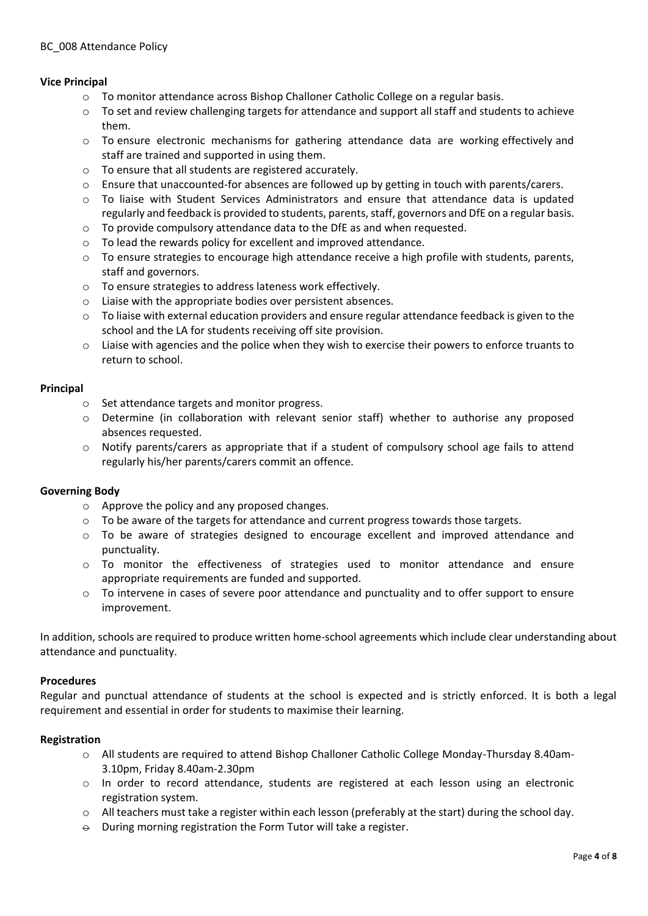**Vice Principal**

- To monitor attendance across Bishop Challoner Catholic College on a regular basis.
- To set and review challenging targets for attendance and support all staff and students to achieve them.
- To ensure electronic mechanisms for gathering attendance data are working effectively and staff are trained and supported in using them.
- To ensure that all students are registered accurately.
- Ensure that unaccounted-for absences are followed up by getting in touch with parents/carers.
- To liaise with Student Services Administrators and ensure that attendance data is updated regularly and feedback is provided to students, parents, staff, governors and DfE on a regular basis.
- To provide compulsory attendance data to the DfE as and when requested.
- To lead the rewards policy for excellent and improved attendance.
- To ensure strategies to encourage high attendance receive a high profile with students, parents, staff and governors.
- To ensure strategies to address lateness work effectively.
- Liaise with the appropriate bodies over persistent absences.
- To liaise with external education providers and ensure regular attendance feedback is given to the school and the LA for students receiving off site provision.
- Liaise with agencies and the police when they wish to exercise their powers to enforce truants to return to school.

**Principal**

- Set attendance targets and monitor progress.
- Determine (in collaboration with relevant senior staff) whether to authorise any proposed absences requested.
- Notify parents/carers as appropriate that if a student of compulsory school age fails to attend regularly his/her parents/carers commit an offence.

**Governing Body**

- Approve the policy and any proposed changes.
- To be aware of the targets for attendance and current progress towards those targets.
- To be aware of strategies designed to encourage excellent and improved attendance and punctuality.
- To monitor the effectiveness of strategies used to monitor attendance and ensure appropriate requirements are funded and supported.
- To intervene in cases of severe poor attendance and punctuality and to offer support to ensure improvement.

In addition, schools are required to produce written home-school agreements which include clear understanding about attendance and punctuality.

**Procedures**

Regular and punctual attendance of students at the school is expected and is strictly enforced. It is both a legal requirement and essential in order for students to maximise their learning.

**Registration**

- All students are required to attend Bishop Challoner Catholic College Monday-Thursday 8.40am-3.10pm, Friday 8.40am-2.30pm
- In order to record attendance, students are registered at each lesson using an electronic registration system.
- All teachers must take a register within each lesson (preferably at the start) during the school day.
- During morning registration the Form Tutor will take a register.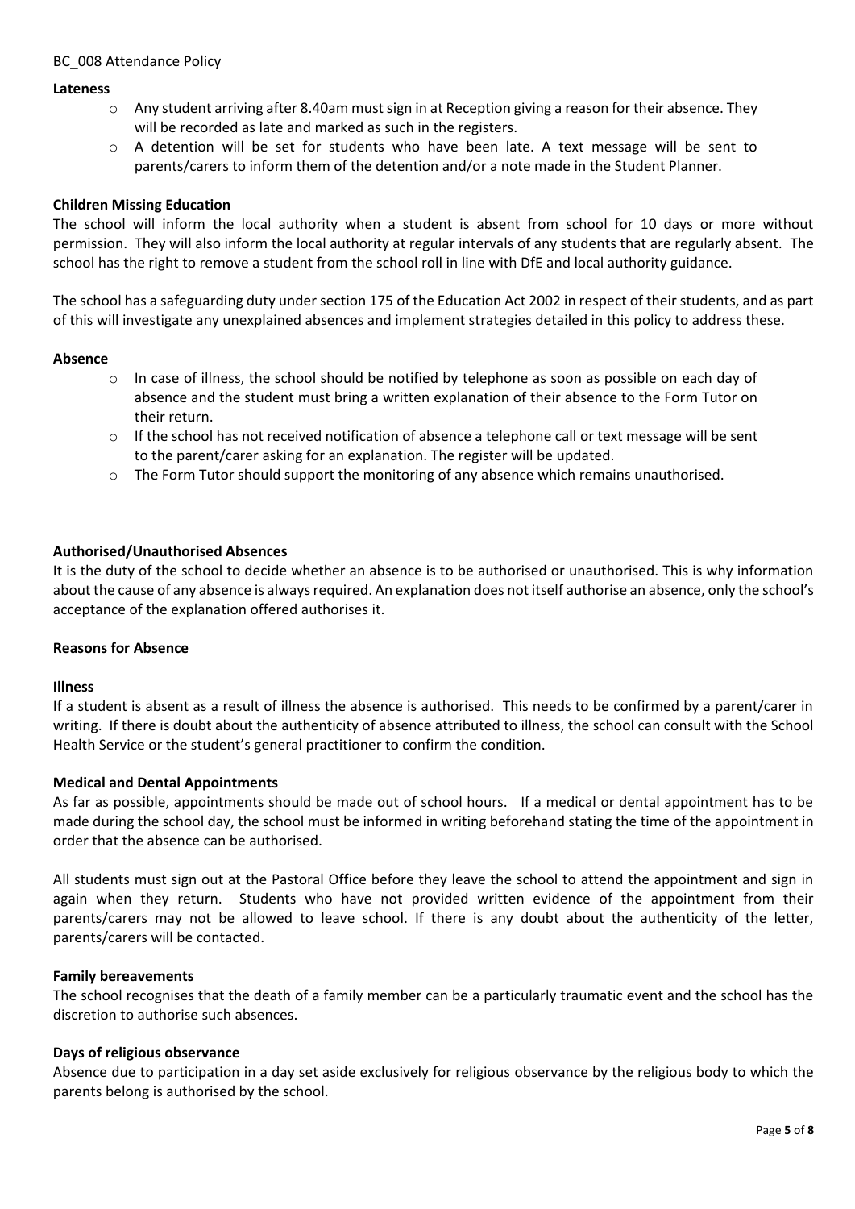**Lateness**

- Any student arriving after 8.40am must sign in at Reception giving a reason for their absence. They will be recorded as late and marked as such in the registers.
- A detention will be set for students who have been late. A text message will be sent to parents/carers to inform them of the detention and/or a note made in the Student Planner.

**Children Missing Education**

The school will inform the local authority when a student is absent from school for 10 days or more without permission. They will also inform the local authority at regular intervals of any students that are regularly absent. The school has the right to remove a student from the school roll in line with DfE and local authority guidance.

The school has a safeguarding duty under section 175 of the Education Act 2002 in respect of their students, and as part of this will investigate any unexplained absences and implement strategies detailed in this policy to address these.

**Absence**

- In case of illness, the school should be notified by telephone as soon as possible on each day of absence and the student must bring a written explanation of their absence to the Form Tutor on their return.
- If the school has not received notification of absence a telephone call or text message will be sent to the parent/carer asking for an explanation. The register will be updated.
- The Form Tutor should support the monitoring of any absence which remains unauthorised.

**Authorised/Unauthorised Absences**

It is the duty of the school to decide whether an absence is to be authorised or unauthorised. This is why information about the cause of any absence is always required. An explanation does not itself authorise an absence, only the school's acceptance of the explanation offered authorises it.

**Reasons for Absence**

**Illness**

If a student is absent as a result of illness the absence is authorised. This needs to be confirmed by a parent/carer in writing. If there is doubt about the authenticity of absence attributed to illness, the school can consult with the School Health Service or the student's general practitioner to confirm the condition.

**Medical and Dental Appointments**

As far as possible, appointments should be made out of school hours. If a medical or dental appointment has to be made during the school day, the school must be informed in writing beforehand stating the time of the appointment in order that the absence can be authorised.

All students must sign out at the Pastoral Office before they leave the school to attend the appointment and sign in again when they return. Students who have not provided written evidence of the appointment from their parents/carers may not be allowed to leave school. If there is any doubt about the authenticity of the letter, parents/carers will be contacted.

**Family bereavements**

The school recognises that the death of a family member can be a particularly traumatic event and the school has the discretion to authorise such absences.

**Days of religious observance**

Absence due to participation in a day set aside exclusively for religious observance by the religious body to which the parents belong is authorised by the school.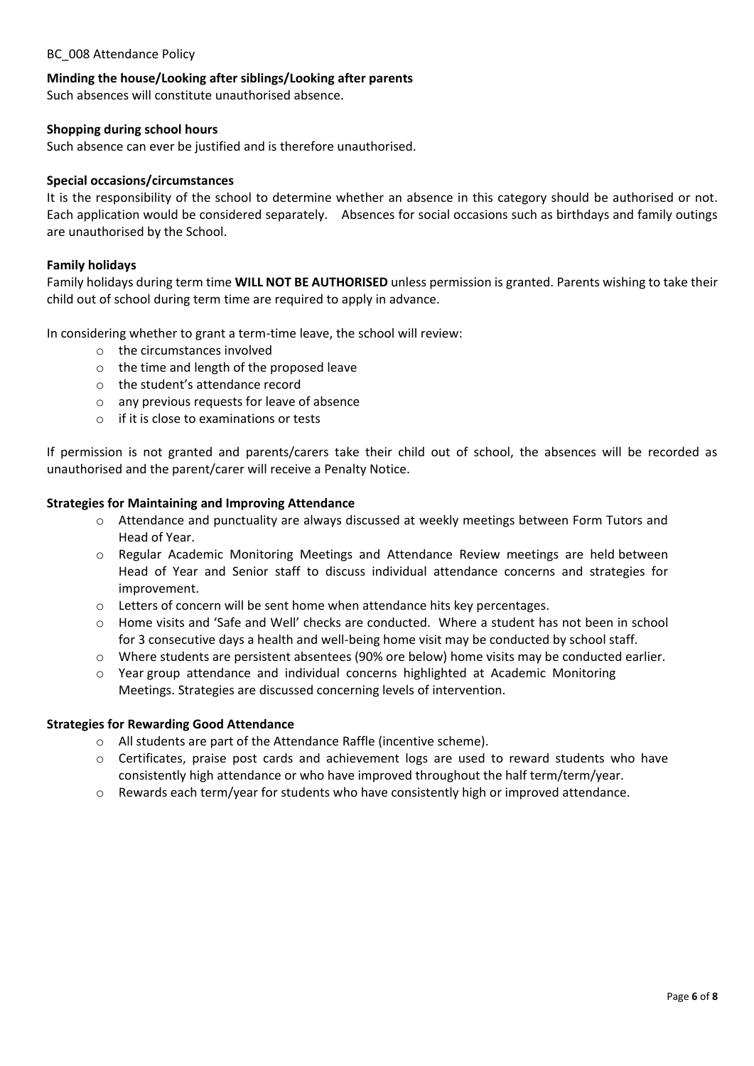**Minding the house/Looking after siblings/Looking after parents**

Such absences will constitute unauthorised absence.

**Shopping during school hours**

Such absence can ever be justified and is therefore unauthorised.

**Special occasions/circumstances**

It is the responsibility of the school to determine whether an absence in this category should be authorised or not. Each application would be considered separately. Absences for social occasions such as birthdays and family outings are unauthorised by the School.

**Family holidays**

Family holidays during term time **WILL NOT BE AUTHORISED** unless permission is granted. Parents wishing to take their child out of school during term time are required to apply in advance.

In considering whether to grant a term-time leave, the school will review:

- the circumstances involved
- the time and length of the proposed leave
- the student's attendance record
- any previous requests for leave of absence
- if it is close to examinations or tests

If permission is not granted and parents/carers take their child out of school, the absences will be recorded as unauthorised and the parent/carer will receive a Penalty Notice.

**Strategies for Maintaining and Improving Attendance**

- Attendance and punctuality are always discussed at weekly meetings between Form Tutors and Head of Year.
- Regular Academic Monitoring Meetings and Attendance Review meetings are held between Head of Year and Senior staff to discuss individual attendance concerns and strategies for improvement.
- Letters of concern will be sent home when attendance hits key percentages.
- Home visits and 'Safe and Well' checks are conducted. Where a student has not been in school for 3 consecutive days a health and well-being home visit may be conducted by school staff.
- Where students are persistent absentees (90% ore below) home visits may be conducted earlier.
- Year group attendance and individual concerns highlighted at Academic Monitoring Meetings. Strategies are discussed concerning levels of intervention.

**Strategies for Rewarding Good Attendance**

- All students are part of the Attendance Raffle (incentive scheme).
- Certificates, praise post cards and achievement logs are used to reward students who have consistently high attendance or who have improved throughout the half term/term/year.
- Rewards each term/year for students who have consistently high or improved attendance.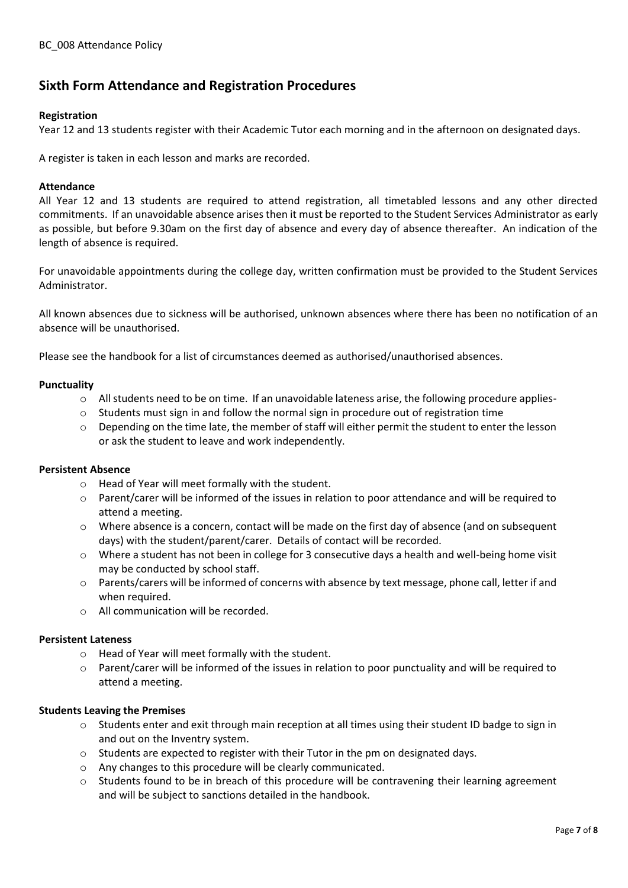## Sixth Form Attendance and Registration Procedures

**Registration**

Year 12 and 13 students register with their Academic Tutor each morning and in the afternoon on designated days.

A register is taken in each lesson and marks are recorded.

**Attendance**

All Year 12 and 13 students are required to attend registration, all timetabled lessons and any other directed commitments. If an unavoidable absence arises then it must be reported to the Student Services Administrator as early as possible, but before 9.30am on the first day of absence and every day of absence thereafter. An indication of the length of absence is required.

For unavoidable appointments during the college day, written confirmation must be provided to the Student Services Administrator.

All known absences due to sickness will be authorised, unknown absences where there has been no notification of an absence will be unauthorised.

Please see the handbook for a list of circumstances deemed as authorised/unauthorised absences.

**Punctuality**

- All students need to be on time. If an unavoidable lateness arise, the following procedure applies-
- Students must sign in and follow the normal sign in procedure out of registration time
- Depending on the time late, the member of staff will either permit the student to enter the lesson or ask the student to leave and work independently.

**Persistent Absence**

- Head of Year will meet formally with the student.
- Parent/carer will be informed of the issues in relation to poor attendance and will be required to attend a meeting.
- Where absence is a concern, contact will be made on the first day of absence (and on subsequent days) with the student/parent/carer. Details of contact will be recorded.
- Where a student has not been in college for 3 consecutive days a health and well-being home visit may be conducted by school staff.
- Parents/carers will be informed of concerns with absence by text message, phone call, letter if and when required.
- All communication will be recorded.

**Persistent Lateness**

- Head of Year will meet formally with the student.
- Parent/carer will be informed of the issues in relation to poor punctuality and will be required to attend a meeting.

**Students Leaving the Premises**

- Students enter and exit through main reception at all times using their student ID badge to sign in and out on the Inventry system.
- Students are expected to register with their Tutor in the pm on designated days.
- Any changes to this procedure will be clearly communicated.
- Students found to be in breach of this procedure will be contravening their learning agreement and will be subject to sanctions detailed in the handbook.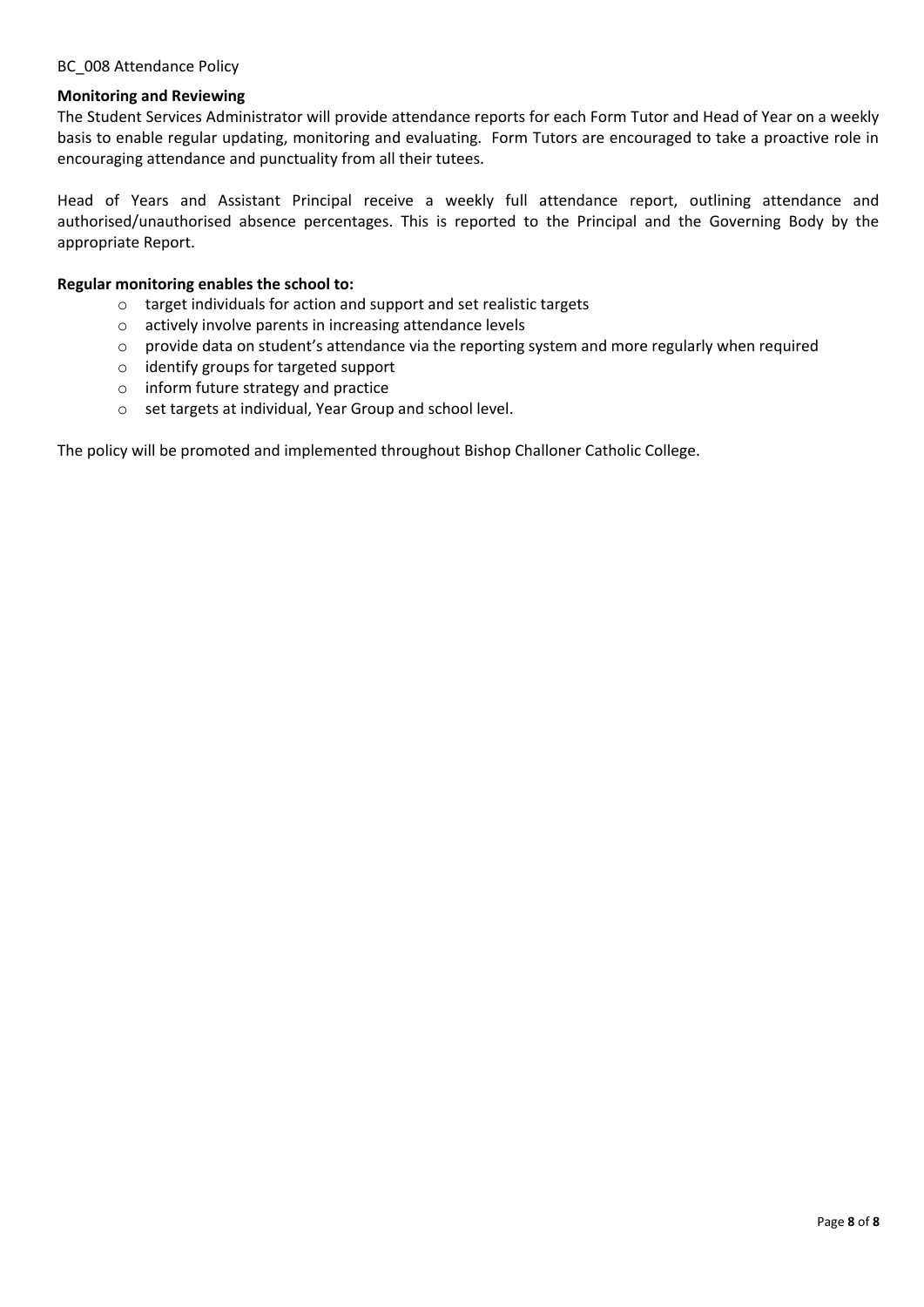**Monitoring and Reviewing**

The Student Services Administrator will provide attendance reports for each Form Tutor and Head of Year on a weekly basis to enable regular updating, monitoring and evaluating. Form Tutors are encouraged to take a proactive role in encouraging attendance and punctuality from all their tutees.

Head of Years and Assistant Principal receive a weekly full attendance report, outlining attendance and authorised/unauthorised absence percentages. This is reported to the Principal and the Governing Body by the appropriate Report.

**Regular monitoring enables the school to:**

- target individuals for action and support and set realistic targets
- actively involve parents in increasing attendance levels
- provide data on student's attendance via the reporting system and more regularly when required
- identify groups for targeted support
- inform future strategy and practice
- set targets at individual, Year Group and school level.

The policy will be promoted and implemented throughout Bishop Challoner Catholic College.